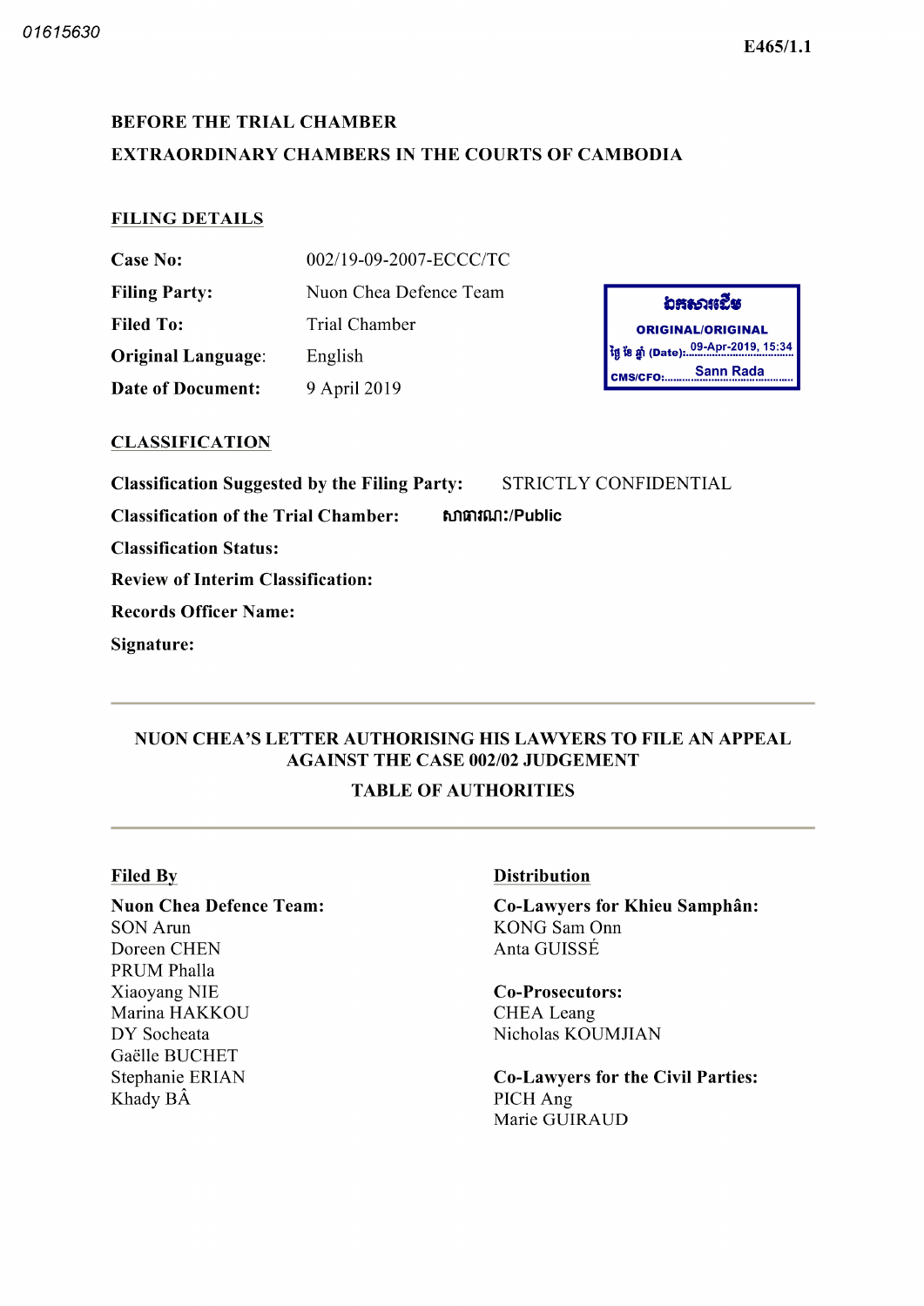01615630

E465/1.1

**BEFORE THE TRIAL CHAMBER**

**EXTRAORDINARY CHAMBERS IN THE COURTS OF CAMBODIA**

## FILING DETAILS

| | |
|---|---|
| **Case No:** | 002/19-09-2007-ECCC/TC |
| **Filing Party:** | Nuon Chea Defence Team |
| **Filed To:** | Trial Chamber |
| **Original Language:** | English |
| **Date of Document:** | 9 April 2019 |

ឯកសារដើម
ORIGINAL/ORIGINAL
ថ្ងៃ ខែ ឆ្នាំ (Date): 09-Apr-2019, 15:34
CMS/CFO: Sann Rada

## CLASSIFICATION

**Classification Suggested by the Filing Party:** STRICTLY CONFIDENTIAL

**Classification of the Trial Chamber:** សាធារណៈ/Public

**Classification Status:**

**Review of Interim Classification:**

**Records Officer Name:**

**Signature:**

---

**NUON CHEA'S LETTER AUTHORISING HIS LAWYERS TO FILE AN APPEAL AGAINST THE CASE 002/02 JUDGEMENT**

**TABLE OF AUTHORITIES**

---

**Filed By**

**Nuon Chea Defence Team:**
SON Arun
Doreen CHEN
PRUM Phalla
Xiaoyang NIE
Marina HAKKOU
DY Socheata
Gaëlle BUCHET
Stephanie ERIAN
Khady BÂ

**Distribution**

**Co-Lawyers for Khieu Samphân:**
KONG Sam Onn
Anta GUISSÉ

**Co-Prosecutors:**
CHEA Leang
Nicholas KOUMJIAN

**Co-Lawyers for the Civil Parties:**
PICH Ang
Marie GUIRAUD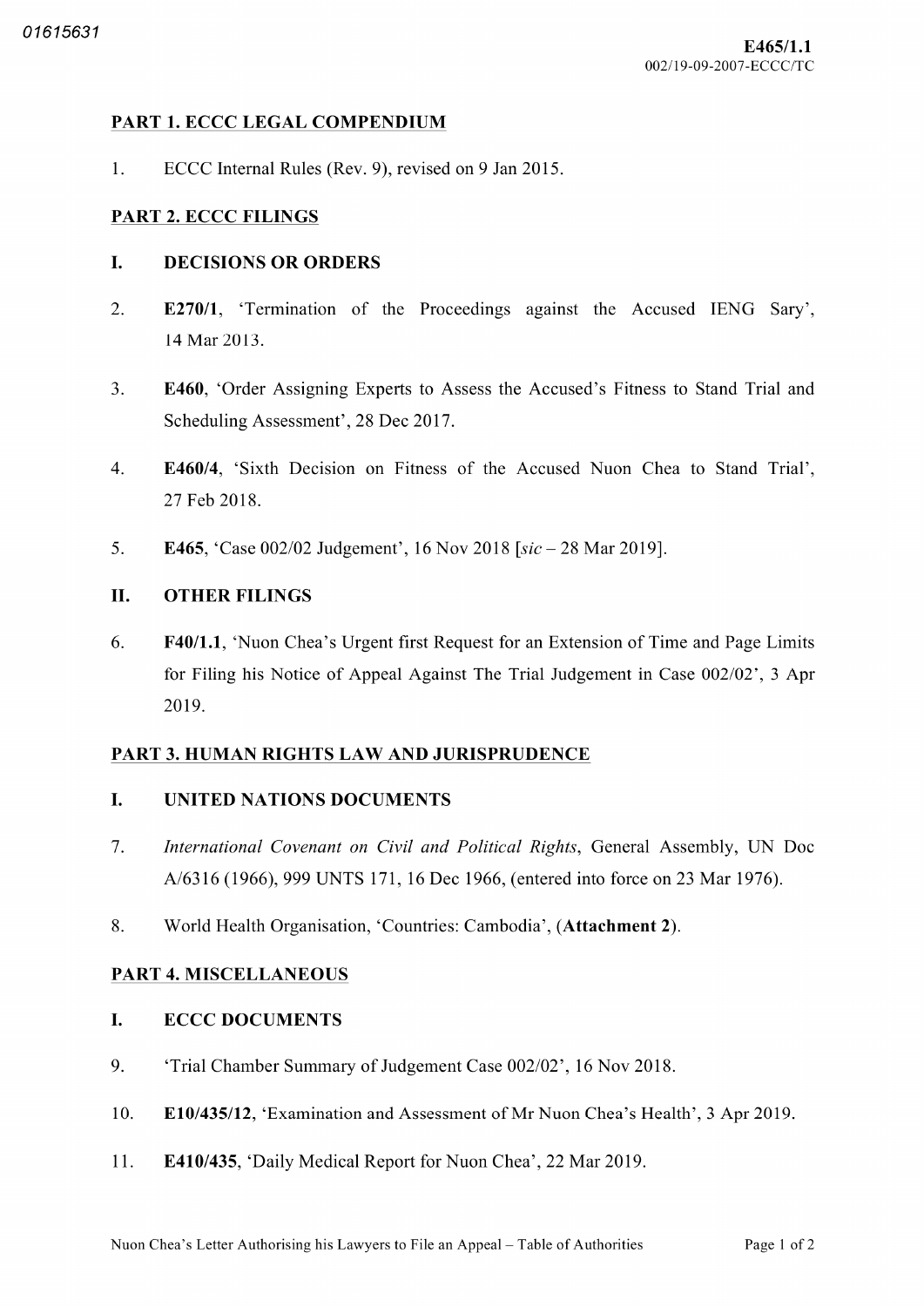## PART 1. ECCC LEGAL COMPENDIUM

1. ECCC Internal Rules (Rev. 9), revised on 9 Jan 2015.

## PART 2. ECCC FILINGS

### I. DECISIONS OR ORDERS

2. **E270/1**, 'Termination of the Proceedings against the Accused IENG Sary', 14 Mar 2013.

3. **E460**, 'Order Assigning Experts to Assess the Accused's Fitness to Stand Trial and Scheduling Assessment', 28 Dec 2017.

4. **E460/4**, 'Sixth Decision on Fitness of the Accused Nuon Chea to Stand Trial', 27 Feb 2018.

5. **E465**, 'Case 002/02 Judgement', 16 Nov 2018 [*sic* – 28 Mar 2019].

### II. OTHER FILINGS

6. **F40/1.1**, 'Nuon Chea's Urgent first Request for an Extension of Time and Page Limits for Filing his Notice of Appeal Against The Trial Judgement in Case 002/02', 3 Apr 2019.

## PART 3. HUMAN RIGHTS LAW AND JURISPRUDENCE

### I. UNITED NATIONS DOCUMENTS

7. *International Covenant on Civil and Political Rights*, General Assembly, UN Doc A/6316 (1966), 999 UNTS 171, 16 Dec 1966, (entered into force on 23 Mar 1976).

8. World Health Organisation, 'Countries: Cambodia', (**Attachment 2**).

## PART 4. MISCELLANEOUS

### I. ECCC DOCUMENTS

9. 'Trial Chamber Summary of Judgement Case 002/02', 16 Nov 2018.

10. **E10/435/12**, 'Examination and Assessment of Mr Nuon Chea's Health', 3 Apr 2019.

11. **E410/435**, 'Daily Medical Report for Nuon Chea', 22 Mar 2019.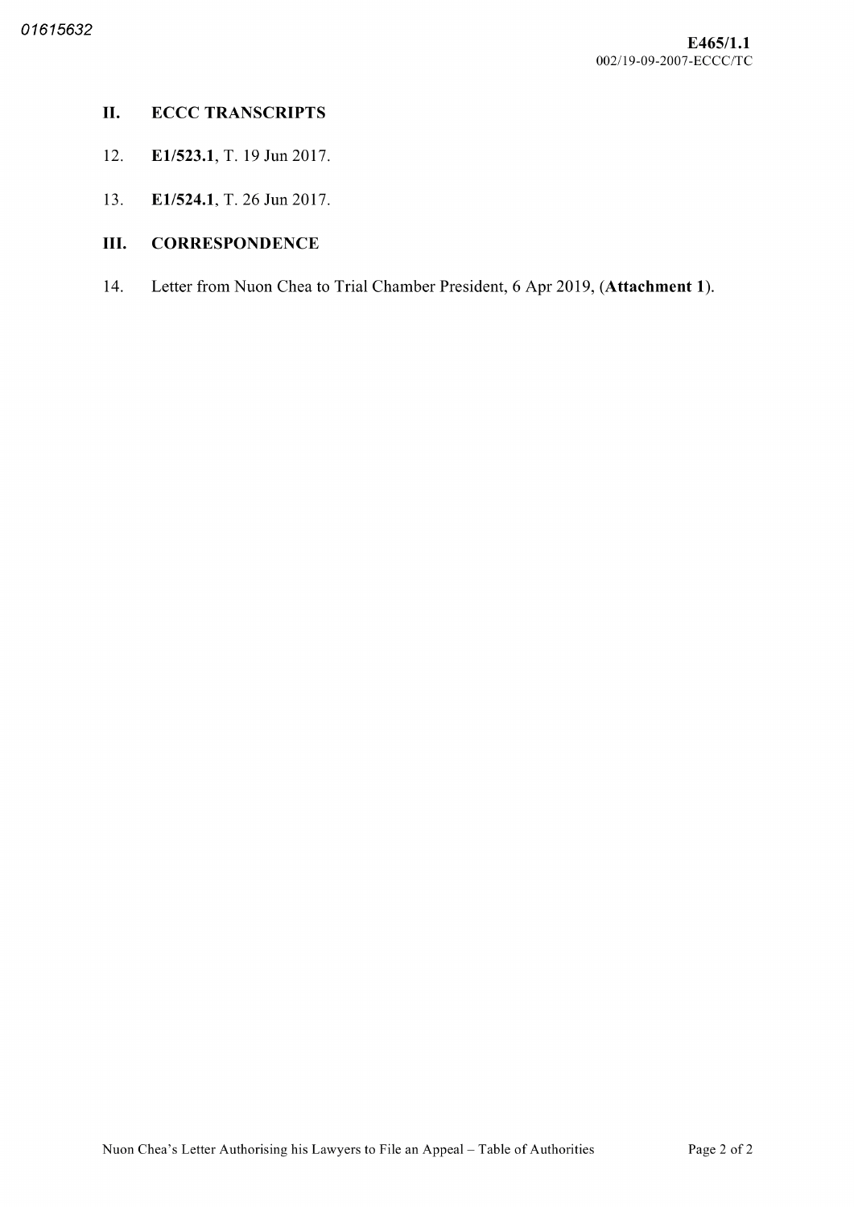## II. ECCC TRANSCRIPTS

12. **E1/523.1**, T. 19 Jun 2017.

13. **E1/524.1**, T. 26 Jun 2017.

## III. CORRESPONDENCE

14. Letter from Nuon Chea to Trial Chamber President, 6 Apr 2019, (**Attachment 1**).